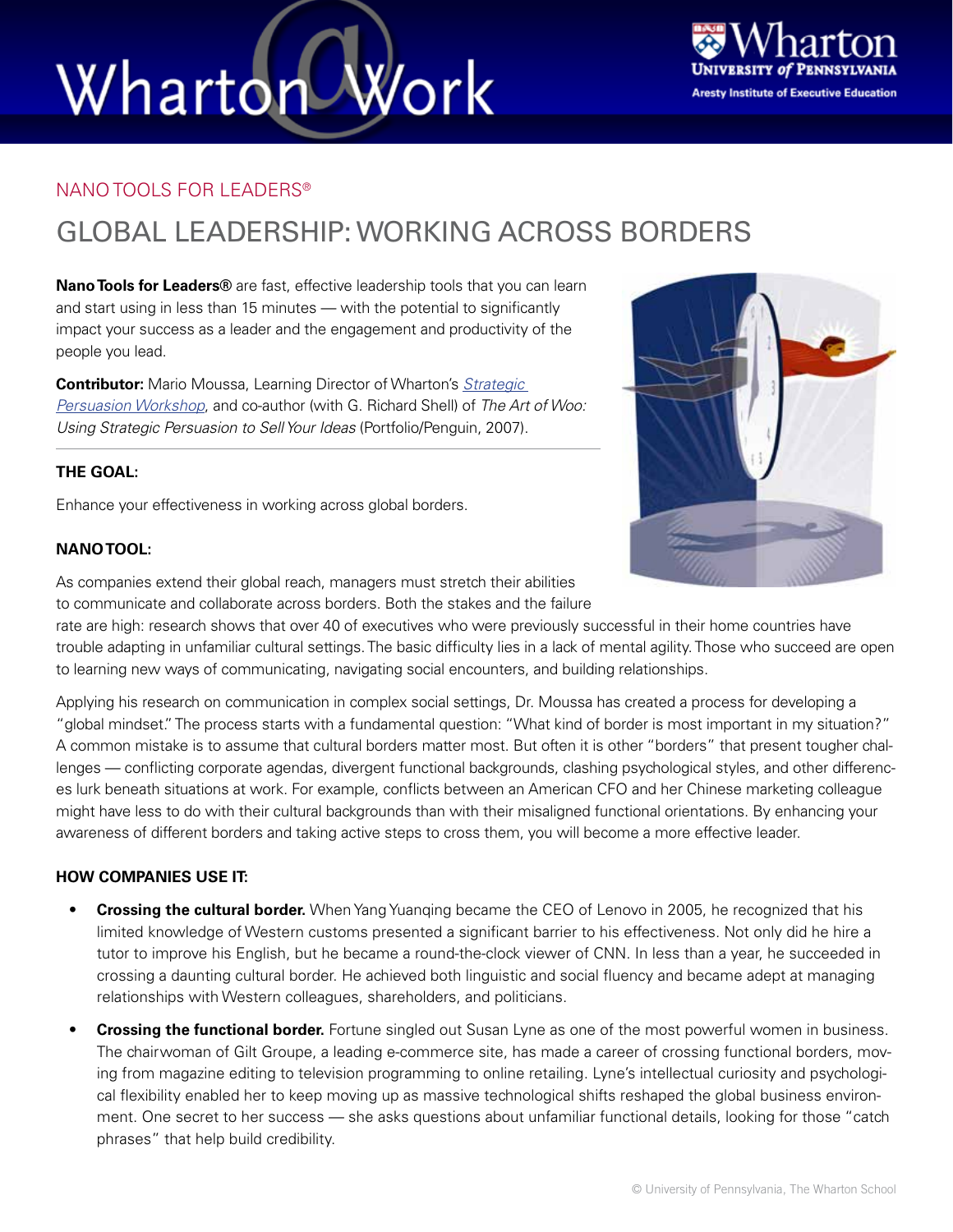# Wharton@Work

Wharton University of Pennsylvania
Aresty Institute of Executive Education

NANO TOOLS FOR LEADERS®

## GLOBAL LEADERSHIP: WORKING ACROSS BORDERS

**Nano Tools for Leaders®** are fast, effective leadership tools that you can learn and start using in less than 15 minutes — with the potential to significantly impact your success as a leader and the engagement and productivity of the people you lead.

**Contributor:** Mario Moussa, Learning Director of Wharton's *Strategic Persuasion Workshop*, and co-author (with G. Richard Shell) of *The Art of Woo: Using Strategic Persuasion to Sell Your Ideas* (Portfolio/Penguin, 2007).

---

### THE GOAL:

Enhance your effectiveness in working across global borders.

### NANO TOOL:

As companies extend their global reach, managers must stretch their abilities to communicate and collaborate across borders. Both the stakes and the failure rate are high: research shows that over 40 of executives who were previously successful in their home countries have trouble adapting in unfamiliar cultural settings. The basic difficulty lies in a lack of mental agility. Those who succeed are open to learning new ways of communicating, navigating social encounters, and building relationships.

Applying his research on communication in complex social settings, Dr. Moussa has created a process for developing a "global mindset." The process starts with a fundamental question: "What kind of border is most important in my situation?" A common mistake is to assume that cultural borders matter most. But often it is other "borders" that present tougher challenges — conflicting corporate agendas, divergent functional backgrounds, clashing psychological styles, and other differences lurk beneath situations at work. For example, conflicts between an American CFO and her Chinese marketing colleague might have less to do with their cultural backgrounds than with their misaligned functional orientations. By enhancing your awareness of different borders and taking active steps to cross them, you will become a more effective leader.

### HOW COMPANIES USE IT:

- **Crossing the cultural border.** When Yang Yuanqing became the CEO of Lenovo in 2005, he recognized that his limited knowledge of Western customs presented a significant barrier to his effectiveness. Not only did he hire a tutor to improve his English, but he became a round-the-clock viewer of CNN. In less than a year, he succeeded in crossing a daunting cultural border. He achieved both linguistic and social fluency and became adept at managing relationships with Western colleagues, shareholders, and politicians.
- **Crossing the functional border.** Fortune singled out Susan Lyne as one of the most powerful women in business. The chairwoman of Gilt Groupe, a leading e-commerce site, has made a career of crossing functional borders, moving from magazine editing to television programming to online retailing. Lyne's intellectual curiosity and psychological flexibility enabled her to keep moving up as massive technological shifts reshaped the global business environment. One secret to her success — she asks questions about unfamiliar functional details, looking for those "catch phrases" that help build credibility.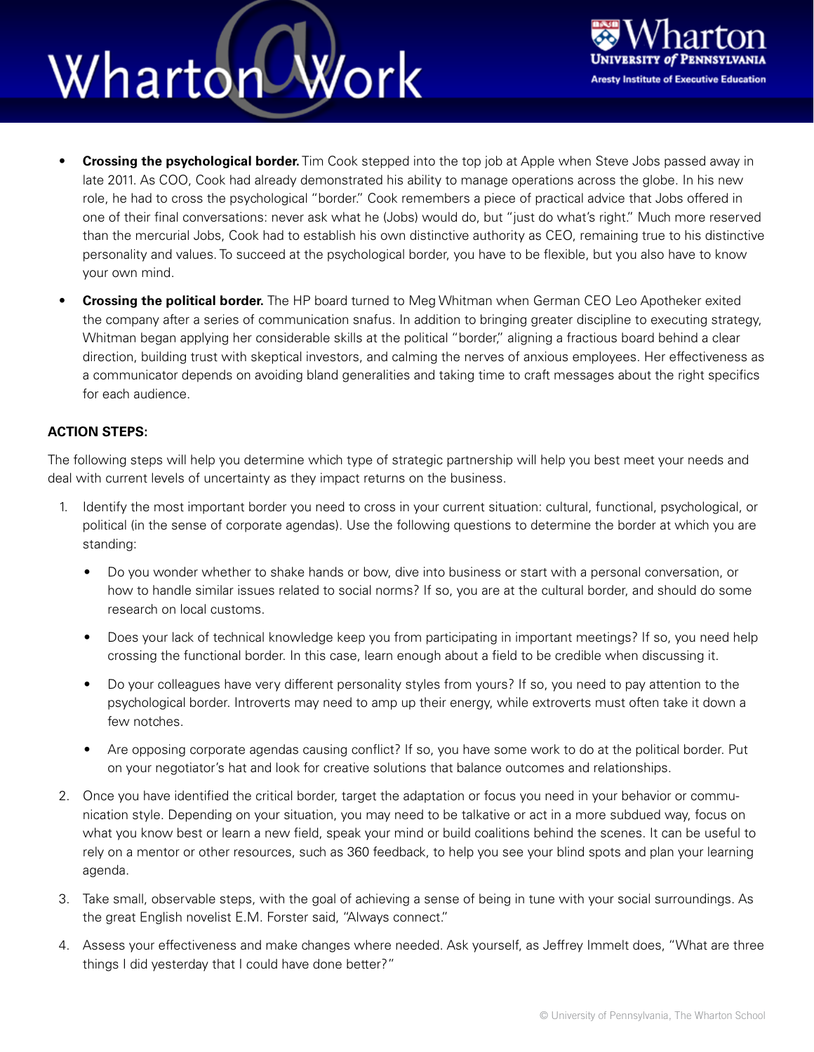- **Crossing the psychological border.** Tim Cook stepped into the top job at Apple when Steve Jobs passed away in late 2011. As COO, Cook had already demonstrated his ability to manage operations across the globe. In his new role, he had to cross the psychological "border." Cook remembers a piece of practical advice that Jobs offered in one of their final conversations: never ask what he (Jobs) would do, but "just do what's right." Much more reserved than the mercurial Jobs, Cook had to establish his own distinctive authority as CEO, remaining true to his distinctive personality and values. To succeed at the psychological border, you have to be flexible, but you also have to know your own mind.
- **Crossing the political border.** The HP board turned to Meg Whitman when German CEO Leo Apotheker exited the company after a series of communication snafus. In addition to bringing greater discipline to executing strategy, Whitman began applying her considerable skills at the political "border," aligning a fractious board behind a clear direction, building trust with skeptical investors, and calming the nerves of anxious employees. Her effectiveness as a communicator depends on avoiding bland generalities and taking time to craft messages about the right specifics for each audience.

**ACTION STEPS:**

The following steps will help you determine which type of strategic partnership will help you best meet your needs and deal with current levels of uncertainty as they impact returns on the business.

1. Identify the most important border you need to cross in your current situation: cultural, functional, psychological, or political (in the sense of corporate agendas). Use the following questions to determine the border at which you are standing:
   - Do you wonder whether to shake hands or bow, dive into business or start with a personal conversation, or how to handle similar issues related to social norms? If so, you are at the cultural border, and should do some research on local customs.
   - Does your lack of technical knowledge keep you from participating in important meetings? If so, you need help crossing the functional border. In this case, learn enough about a field to be credible when discussing it.
   - Do your colleagues have very different personality styles from yours? If so, you need to pay attention to the psychological border. Introverts may need to amp up their energy, while extroverts must often take it down a few notches.
   - Are opposing corporate agendas causing conflict? If so, you have some work to do at the political border. Put on your negotiator's hat and look for creative solutions that balance outcomes and relationships.
2. Once you have identified the critical border, target the adaptation or focus you need in your behavior or communication style. Depending on your situation, you may need to be talkative or act in a more subdued way, focus on what you know best or learn a new field, speak your mind or build coalitions behind the scenes. It can be useful to rely on a mentor or other resources, such as 360 feedback, to help you see your blind spots and plan your learning agenda.
3. Take small, observable steps, with the goal of achieving a sense of being in tune with your social surroundings. As the great English novelist E.M. Forster said, "Always connect."
4. Assess your effectiveness and make changes where needed. Ask yourself, as Jeffrey Immelt does, "What are three things I did yesterday that I could have done better?"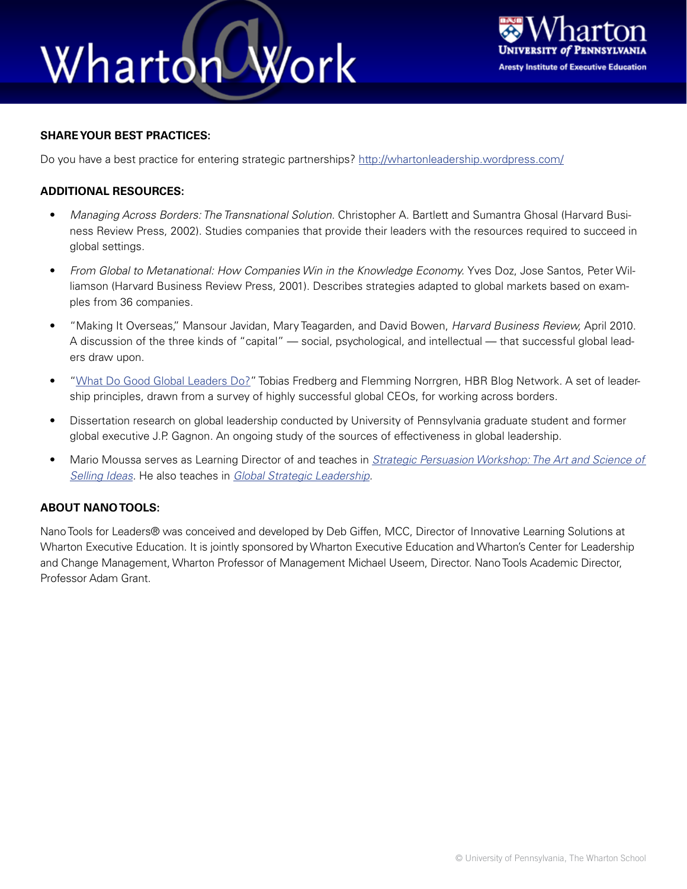**SHARE YOUR BEST PRACTICES:**

Do you have a best practice for entering strategic partnerships? http://whartonleadership.wordpress.com/

**ADDITIONAL RESOURCES:**

- *Managing Across Borders: The Transnational Solution.* Christopher A. Bartlett and Sumantra Ghosal (Harvard Business Review Press, 2002). Studies companies that provide their leaders with the resources required to succeed in global settings.
- *From Global to Metanational: How Companies Win in the Knowledge Economy.* Yves Doz, Jose Santos, Peter Williamson (Harvard Business Review Press, 2001). Describes strategies adapted to global markets based on examples from 36 companies.
- "Making It Overseas," Mansour Javidan, Mary Teagarden, and David Bowen, *Harvard Business Review,* April 2010. A discussion of the three kinds of "capital" — social, psychological, and intellectual — that successful global leaders draw upon.
- "What Do Good Global Leaders Do?" Tobias Fredberg and Flemming Norrgren, HBR Blog Network. A set of leadership principles, drawn from a survey of highly successful global CEOs, for working across borders.
- Dissertation research on global leadership conducted by University of Pennsylvania graduate student and former global executive J.P. Gagnon. An ongoing study of the sources of effectiveness in global leadership.
- Mario Moussa serves as Learning Director of and teaches in *Strategic Persuasion Workshop: The Art and Science of Selling Ideas.* He also teaches in *Global Strategic Leadership.*

**ABOUT NANO TOOLS:**

Nano Tools for Leaders® was conceived and developed by Deb Giffen, MCC, Director of Innovative Learning Solutions at Wharton Executive Education. It is jointly sponsored by Wharton Executive Education and Wharton's Center for Leadership and Change Management, Wharton Professor of Management Michael Useem, Director. Nano Tools Academic Director, Professor Adam Grant.